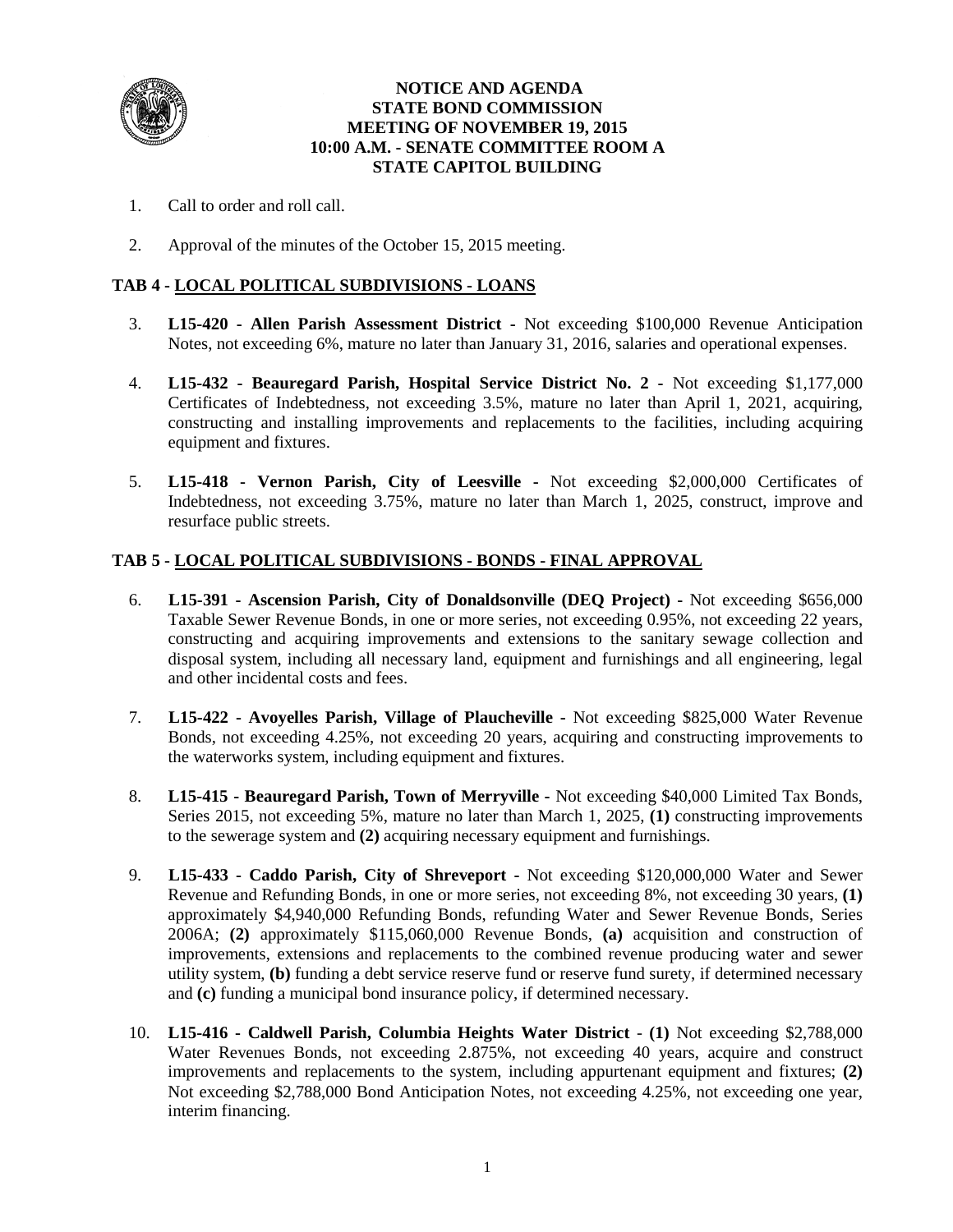# NOTICE AND AGENDA
# STATE BOND COMMISSION
# MEETING OF NOVEMBER 19, 2015
# 10:00 A.M. - SENATE COMMITTEE ROOM A
# STATE CAPITOL BUILDING

1. Call to order and roll call.

2. Approval of the minutes of the October 15, 2015 meeting.

## TAB 4 - LOCAL POLITICAL SUBDIVISIONS - LOANS

3. **L15-420 - Allen Parish Assessment District -** Not exceeding $100,000 Revenue Anticipation Notes, not exceeding 6%, mature no later than January 31, 2016, salaries and operational expenses.

4. **L15-432 - Beauregard Parish, Hospital Service District No. 2 -** Not exceeding $1,177,000 Certificates of Indebtedness, not exceeding 3.5%, mature no later than April 1, 2021, acquiring, constructing and installing improvements and replacements to the facilities, including acquiring equipment and fixtures.

5. **L15-418 - Vernon Parish, City of Leesville -** Not exceeding $2,000,000 Certificates of Indebtedness, not exceeding 3.75%, mature no later than March 1, 2025, construct, improve and resurface public streets.

## TAB 5 - LOCAL POLITICAL SUBDIVISIONS - BONDS - FINAL APPROVAL

6. **L15-391 - Ascension Parish, City of Donaldsonville (DEQ Project) -** Not exceeding $656,000 Taxable Sewer Revenue Bonds, in one or more series, not exceeding 0.95%, not exceeding 22 years, constructing and acquiring improvements and extensions to the sanitary sewage collection and disposal system, including all necessary land, equipment and furnishings and all engineering, legal and other incidental costs and fees.

7. **L15-422 - Avoyelles Parish, Village of Plaucheville -** Not exceeding $825,000 Water Revenue Bonds, not exceeding 4.25%, not exceeding 20 years, acquiring and constructing improvements to the waterworks system, including equipment and fixtures.

8. **L15-415 - Beauregard Parish, Town of Merryville -** Not exceeding $40,000 Limited Tax Bonds, Series 2015, not exceeding 5%, mature no later than March 1, 2025, **(1)** constructing improvements to the sewerage system and **(2)** acquiring necessary equipment and furnishings.

9. **L15-433 - Caddo Parish, City of Shreveport -** Not exceeding $120,000,000 Water and Sewer Revenue and Refunding Bonds, in one or more series, not exceeding 8%, not exceeding 30 years, **(1)** approximately $4,940,000 Refunding Bonds, refunding Water and Sewer Revenue Bonds, Series 2006A; **(2)** approximately $115,060,000 Revenue Bonds, **(a)** acquisition and construction of improvements, extensions and replacements to the combined revenue producing water and sewer utility system, **(b)** funding a debt service reserve fund or reserve fund surety, if determined necessary and **(c)** funding a municipal bond insurance policy, if determined necessary.

10. **L15-416 - Caldwell Parish, Columbia Heights Water District** - **(1)** Not exceeding $2,788,000 Water Revenues Bonds, not exceeding 2.875%, not exceeding 40 years, acquire and construct improvements and replacements to the system, including appurtenant equipment and fixtures; **(2)** Not exceeding $2,788,000 Bond Anticipation Notes, not exceeding 4.25%, not exceeding one year, interim financing.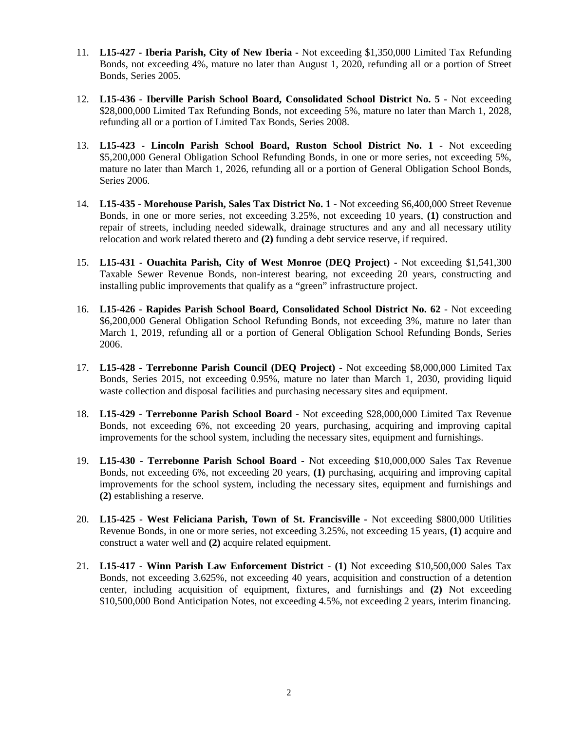11. **L15-427 - Iberia Parish, City of New Iberia -** Not exceeding $1,350,000 Limited Tax Refunding Bonds, not exceeding 4%, mature no later than August 1, 2020, refunding all or a portion of Street Bonds, Series 2005.

12. **L15-436 - Iberville Parish School Board, Consolidated School District No. 5 -** Not exceeding $28,000,000 Limited Tax Refunding Bonds, not exceeding 5%, mature no later than March 1, 2028, refunding all or a portion of Limited Tax Bonds, Series 2008.

13. **L15-423 - Lincoln Parish School Board, Ruston School District No. 1** - Not exceeding $5,200,000 General Obligation School Refunding Bonds, in one or more series, not exceeding 5%, mature no later than March 1, 2026, refunding all or a portion of General Obligation School Bonds, Series 2006.

14. **L15-435 - Morehouse Parish, Sales Tax District No. 1 -** Not exceeding $6,400,000 Street Revenue Bonds, in one or more series, not exceeding 3.25%, not exceeding 10 years, **(1)** construction and repair of streets, including needed sidewalk, drainage structures and any and all necessary utility relocation and work related thereto and **(2)** funding a debt service reserve, if required.

15. **L15-431 - Ouachita Parish, City of West Monroe (DEQ Project)** - Not exceeding $1,541,300 Taxable Sewer Revenue Bonds, non-interest bearing, not exceeding 20 years, constructing and installing public improvements that qualify as a "green" infrastructure project.

16. **L15-426 - Rapides Parish School Board, Consolidated School District No. 62** - Not exceeding $6,200,000 General Obligation School Refunding Bonds, not exceeding 3%, mature no later than March 1, 2019, refunding all or a portion of General Obligation School Refunding Bonds, Series 2006.

17. **L15-428 - Terrebonne Parish Council (DEQ Project) -** Not exceeding $8,000,000 Limited Tax Bonds, Series 2015, not exceeding 0.95%, mature no later than March 1, 2030, providing liquid waste collection and disposal facilities and purchasing necessary sites and equipment.

18. **L15-429 - Terrebonne Parish School Board -** Not exceeding $28,000,000 Limited Tax Revenue Bonds, not exceeding 6%, not exceeding 20 years, purchasing, acquiring and improving capital improvements for the school system, including the necessary sites, equipment and furnishings.

19. **L15-430 - Terrebonne Parish School Board -** Not exceeding $10,000,000 Sales Tax Revenue Bonds, not exceeding 6%, not exceeding 20 years, **(1)** purchasing, acquiring and improving capital improvements for the school system, including the necessary sites, equipment and furnishings and **(2)** establishing a reserve.

20. **L15-425 - West Feliciana Parish, Town of St. Francisville -** Not exceeding $800,000 Utilities Revenue Bonds, in one or more series, not exceeding 3.25%, not exceeding 15 years, **(1)** acquire and construct a water well and **(2)** acquire related equipment.

21. **L15-417 - Winn Parish Law Enforcement District** - **(1)** Not exceeding $10,500,000 Sales Tax Bonds, not exceeding 3.625%, not exceeding 40 years, acquisition and construction of a detention center, including acquisition of equipment, fixtures, and furnishings and **(2)** Not exceeding $10,500,000 Bond Anticipation Notes, not exceeding 4.5%, not exceeding 2 years, interim financing.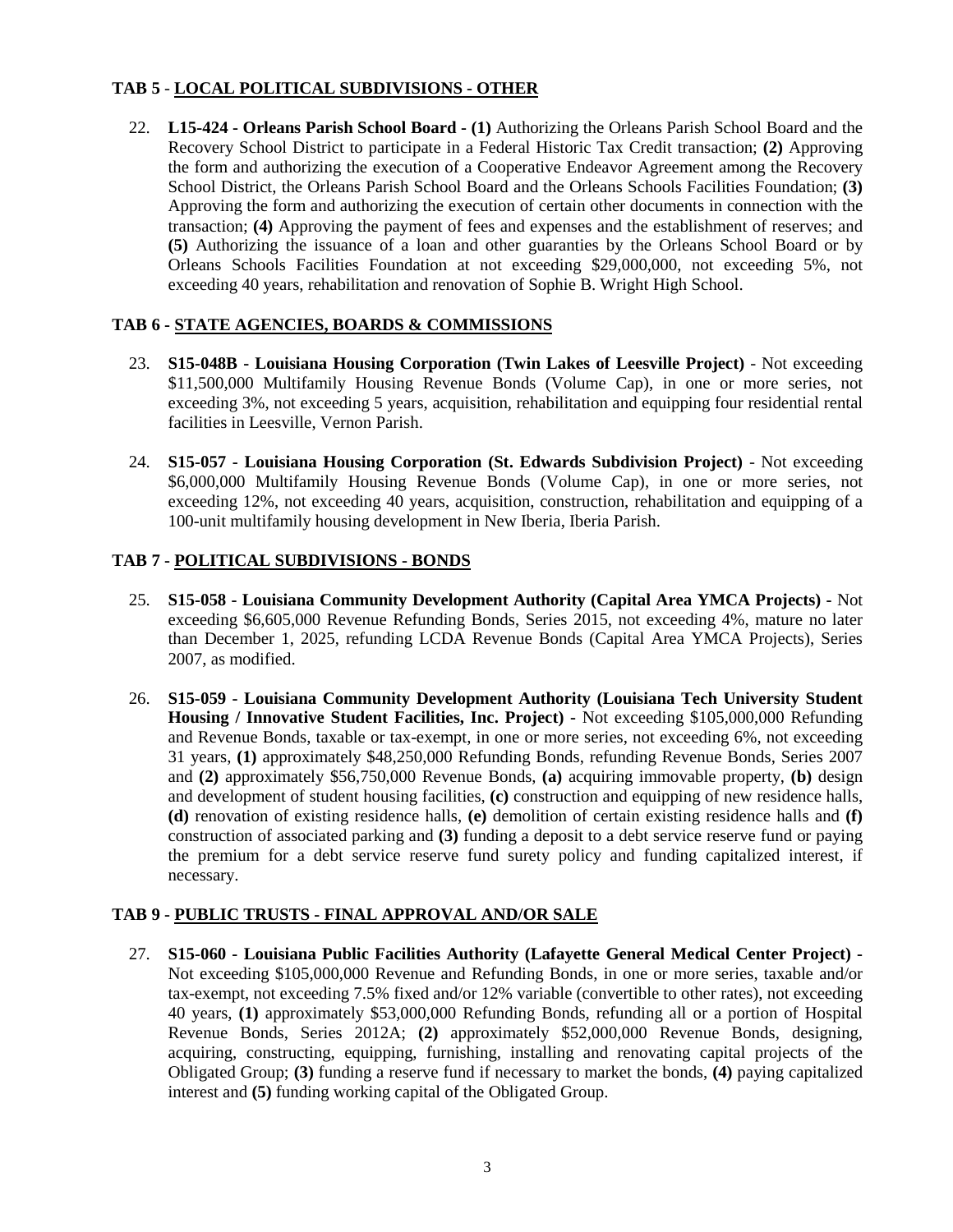## TAB 5 - LOCAL POLITICAL SUBDIVISIONS - OTHER

22. **L15-424 - Orleans Parish School Board - (1)** Authorizing the Orleans Parish School Board and the Recovery School District to participate in a Federal Historic Tax Credit transaction; **(2)** Approving the form and authorizing the execution of a Cooperative Endeavor Agreement among the Recovery School District, the Orleans Parish School Board and the Orleans Schools Facilities Foundation; **(3)** Approving the form and authorizing the execution of certain other documents in connection with the transaction; **(4)** Approving the payment of fees and expenses and the establishment of reserves; and **(5)** Authorizing the issuance of a loan and other guaranties by the Orleans School Board or by Orleans Schools Facilities Foundation at not exceeding $29,000,000, not exceeding 5%, not exceeding 40 years, rehabilitation and renovation of Sophie B. Wright High School.

## TAB 6 - STATE AGENCIES, BOARDS & COMMISSIONS

23. **S15-048B - Louisiana Housing Corporation (Twin Lakes of Leesville Project)** - Not exceeding $11,500,000 Multifamily Housing Revenue Bonds (Volume Cap), in one or more series, not exceeding 3%, not exceeding 5 years, acquisition, rehabilitation and equipping four residential rental facilities in Leesville, Vernon Parish.

24. **S15-057 - Louisiana Housing Corporation (St. Edwards Subdivision Project)** - Not exceeding $6,000,000 Multifamily Housing Revenue Bonds (Volume Cap), in one or more series, not exceeding 12%, not exceeding 40 years, acquisition, construction, rehabilitation and equipping of a 100-unit multifamily housing development in New Iberia, Iberia Parish.

## TAB 7 - POLITICAL SUBDIVISIONS - BONDS

25. **S15-058 - Louisiana Community Development Authority (Capital Area YMCA Projects)** - Not exceeding $6,605,000 Revenue Refunding Bonds, Series 2015, not exceeding 4%, mature no later than December 1, 2025, refunding LCDA Revenue Bonds (Capital Area YMCA Projects), Series 2007, as modified.

26. **S15-059 - Louisiana Community Development Authority (Louisiana Tech University Student Housing / Innovative Student Facilities, Inc. Project)** - Not exceeding $105,000,000 Refunding and Revenue Bonds, taxable or tax-exempt, in one or more series, not exceeding 6%, not exceeding 31 years, **(1)** approximately $48,250,000 Refunding Bonds, refunding Revenue Bonds, Series 2007 and **(2)** approximately $56,750,000 Revenue Bonds, **(a)** acquiring immovable property, **(b)** design and development of student housing facilities, **(c)** construction and equipping of new residence halls, **(d)** renovation of existing residence halls, **(e)** demolition of certain existing residence halls and **(f)** construction of associated parking and **(3)** funding a deposit to a debt service reserve fund or paying the premium for a debt service reserve fund surety policy and funding capitalized interest, if necessary.

## TAB 9 - PUBLIC TRUSTS - FINAL APPROVAL AND/OR SALE

27. **S15-060 - Louisiana Public Facilities Authority (Lafayette General Medical Center Project)** - Not exceeding $105,000,000 Revenue and Refunding Bonds, in one or more series, taxable and/or tax-exempt, not exceeding 7.5% fixed and/or 12% variable (convertible to other rates), not exceeding 40 years, **(1)** approximately $53,000,000 Refunding Bonds, refunding all or a portion of Hospital Revenue Bonds, Series 2012A; **(2)** approximately $52,000,000 Revenue Bonds, designing, acquiring, constructing, equipping, furnishing, installing and renovating capital projects of the Obligated Group; **(3)** funding a reserve fund if necessary to market the bonds, **(4)** paying capitalized interest and **(5)** funding working capital of the Obligated Group.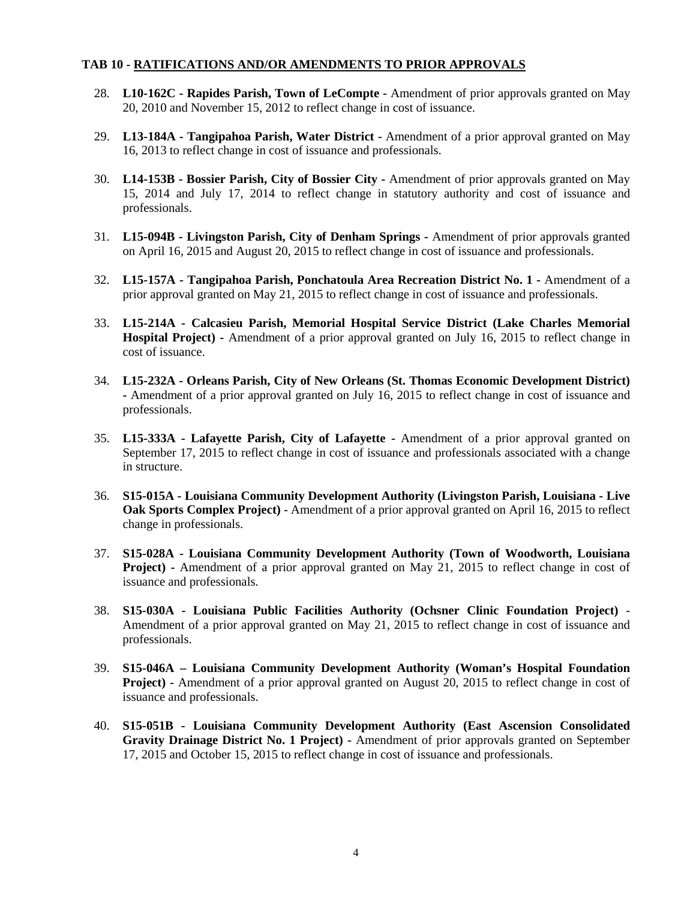**TAB 10 - <u>RATIFICATIONS AND/OR AMENDMENTS TO PRIOR APPROVALS</u>**

28. **L10-162C - Rapides Parish, Town of LeCompte -** Amendment of prior approvals granted on May 20, 2010 and November 15, 2012 to reflect change in cost of issuance.

29. **L13-184A - Tangipahoa Parish, Water District -** Amendment of a prior approval granted on May 16, 2013 to reflect change in cost of issuance and professionals.

30. **L14-153B - Bossier Parish, City of Bossier City -** Amendment of prior approvals granted on May 15, 2014 and July 17, 2014 to reflect change in statutory authority and cost of issuance and professionals.

31. **L15-094B - Livingston Parish, City of Denham Springs -** Amendment of prior approvals granted on April 16, 2015 and August 20, 2015 to reflect change in cost of issuance and professionals.

32. **L15-157A - Tangipahoa Parish, Ponchatoula Area Recreation District No. 1 -** Amendment of a prior approval granted on May 21, 2015 to reflect change in cost of issuance and professionals.

33. **L15-214A - Calcasieu Parish, Memorial Hospital Service District (Lake Charles Memorial Hospital Project) -** Amendment of a prior approval granted on July 16, 2015 to reflect change in cost of issuance.

34. **L15-232A - Orleans Parish, City of New Orleans (St. Thomas Economic Development District) -** Amendment of a prior approval granted on July 16, 2015 to reflect change in cost of issuance and professionals.

35. **L15-333A - Lafayette Parish, City of Lafayette -** Amendment of a prior approval granted on September 17, 2015 to reflect change in cost of issuance and professionals associated with a change in structure.

36. **S15-015A - Louisiana Community Development Authority (Livingston Parish, Louisiana - Live Oak Sports Complex Project) -** Amendment of a prior approval granted on April 16, 2015 to reflect change in professionals.

37. **S15-028A - Louisiana Community Development Authority (Town of Woodworth, Louisiana Project) -** Amendment of a prior approval granted on May 21, 2015 to reflect change in cost of issuance and professionals.

38. **S15-030A - Louisiana Public Facilities Authority (Ochsner Clinic Foundation Project) -** Amendment of a prior approval granted on May 21, 2015 to reflect change in cost of issuance and professionals.

39. **S15-046A – Louisiana Community Development Authority (Woman's Hospital Foundation Project) -** Amendment of a prior approval granted on August 20, 2015 to reflect change in cost of issuance and professionals.

40. **S15-051B - Louisiana Community Development Authority (East Ascension Consolidated Gravity Drainage District No. 1 Project) -** Amendment of prior approvals granted on September 17, 2015 and October 15, 2015 to reflect change in cost of issuance and professionals.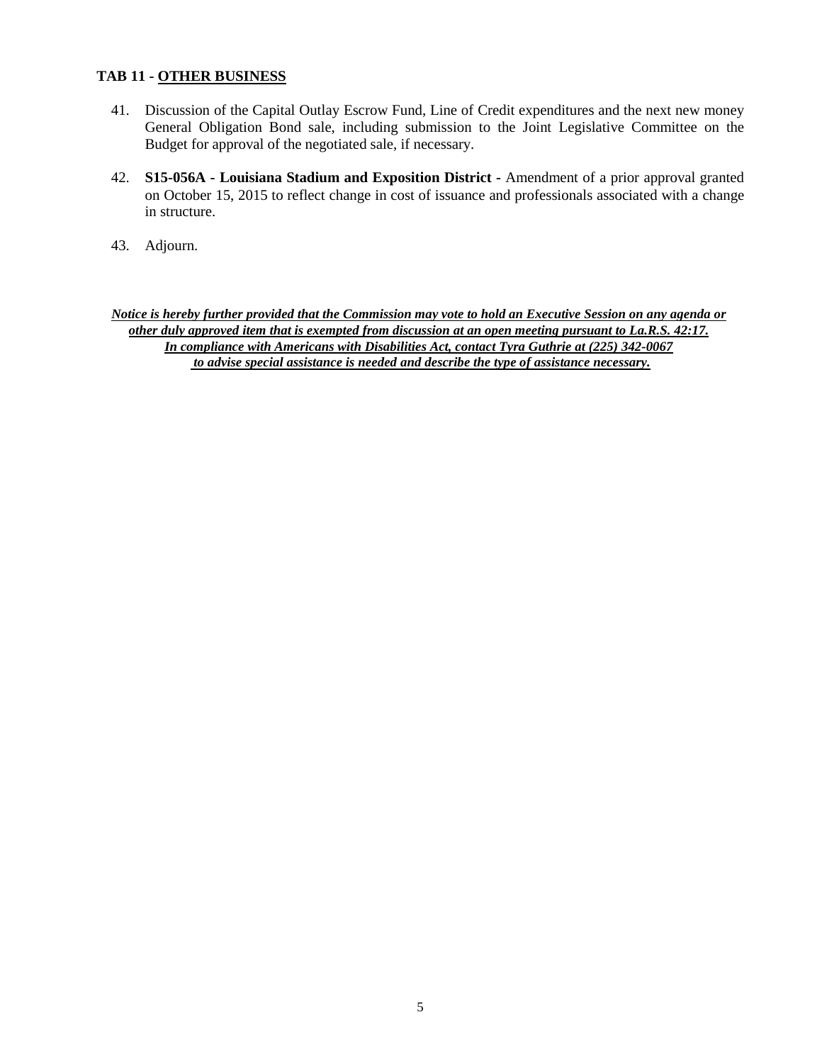**TAB 11 - <u>OTHER BUSINESS</u>**

41. Discussion of the Capital Outlay Escrow Fund, Line of Credit expenditures and the next new money General Obligation Bond sale, including submission to the Joint Legislative Committee on the Budget for approval of the negotiated sale, if necessary.

42. **S15-056A - Louisiana Stadium and Exposition District -** Amendment of a prior approval granted on October 15, 2015 to reflect change in cost of issuance and professionals associated with a change in structure.

43. Adjourn.

***<u>Notice is hereby further provided that the Commission may vote to hold an Executive Session on any agenda or other duly approved item that is exempted from discussion at an open meeting pursuant to La.R.S. 42:17. In compliance with Americans with Disabilities Act, contact Tyra Guthrie at (225) 342-0067 to advise special assistance is needed and describe the type of assistance necessary.</u>***